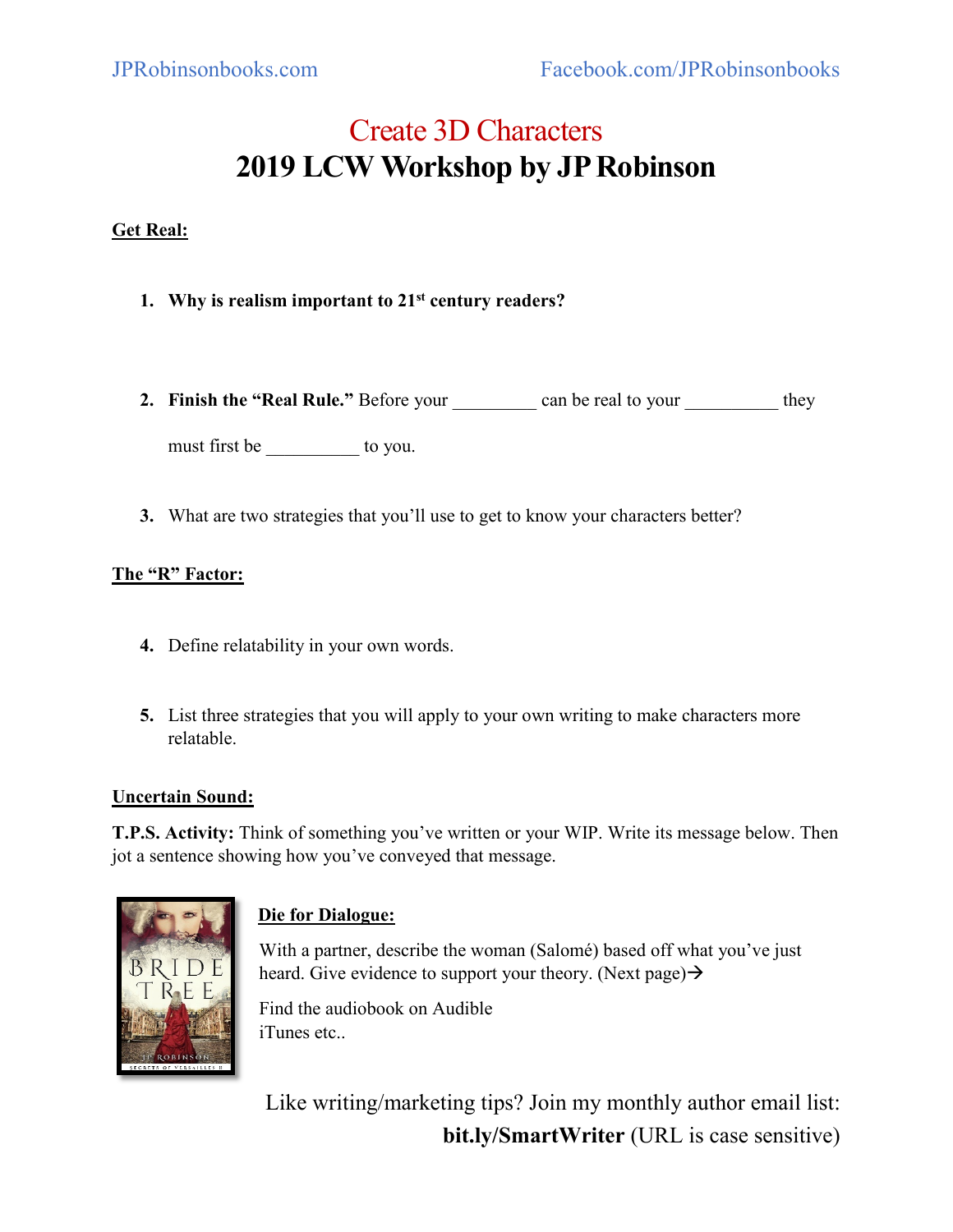JPRobinsonbooks.com Facebook.com/JPRobinsonbooks

# Create 3D Characters

# 2019 LCW Workshop by JP Robinson

**Get Real:**

1. **Why is realism important to 21st century readers?**

2. **Finish the "Real Rule."** Before your _________ can be real to your __________ they must first be __________ to you.

3. What are two strategies that you'll use to get to know your characters better?

**The "R" Factor:**

4. Define relatability in your own words.

5. List three strategies that you will apply to your own writing to make characters more relatable.

**Uncertain Sound:**

**T.P.S. Activity:** Think of something you've written or your WIP. Write its message below. Then jot a sentence showing how you've conveyed that message.

**Die for Dialogue:**

With a partner, describe the woman (Salomé) based off what you've just heard. Give evidence to support your theory. (Next page)→

Find the audiobook on Audible iTunes etc..

Like writing/marketing tips? Join my monthly author email list: **bit.ly/SmartWriter** (URL is case sensitive)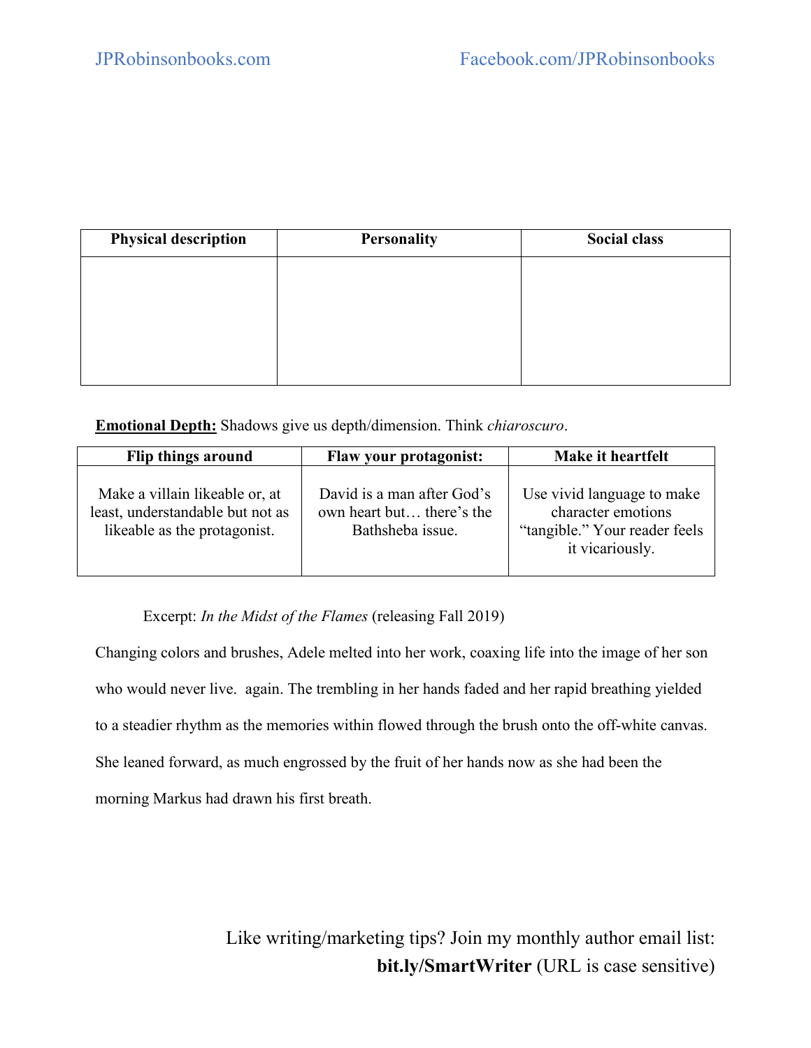| Physical description | Personality | Social class |
| --- | --- | --- |
| | | |

**Emotional Depth:** Shadows give us depth/dimension. Think *chiaroscuro*.

| Flip things around | Flaw your protagonist: | Make it heartfelt |
| --- | --- | --- |
| Make a villain likeable or, at least, understandable but not as likeable as the protagonist. | David is a man after God's own heart but… there's the Bathsheba issue. | Use vivid language to make character emotions "tangible." Your reader feels it vicariously. |

Excerpt: *In the Midst of the Flames* (releasing Fall 2019)

Changing colors and brushes, Adele melted into her work, coaxing life into the image of her son who would never live.  again. The trembling in her hands faded and her rapid breathing yielded to a steadier rhythm as the memories within flowed through the brush onto the off-white canvas. She leaned forward, as much engrossed by the fruit of her hands now as she had been the morning Markus had drawn his first breath.

Like writing/marketing tips? Join my monthly author email list: **bit.ly/SmartWriter** (URL is case sensitive)